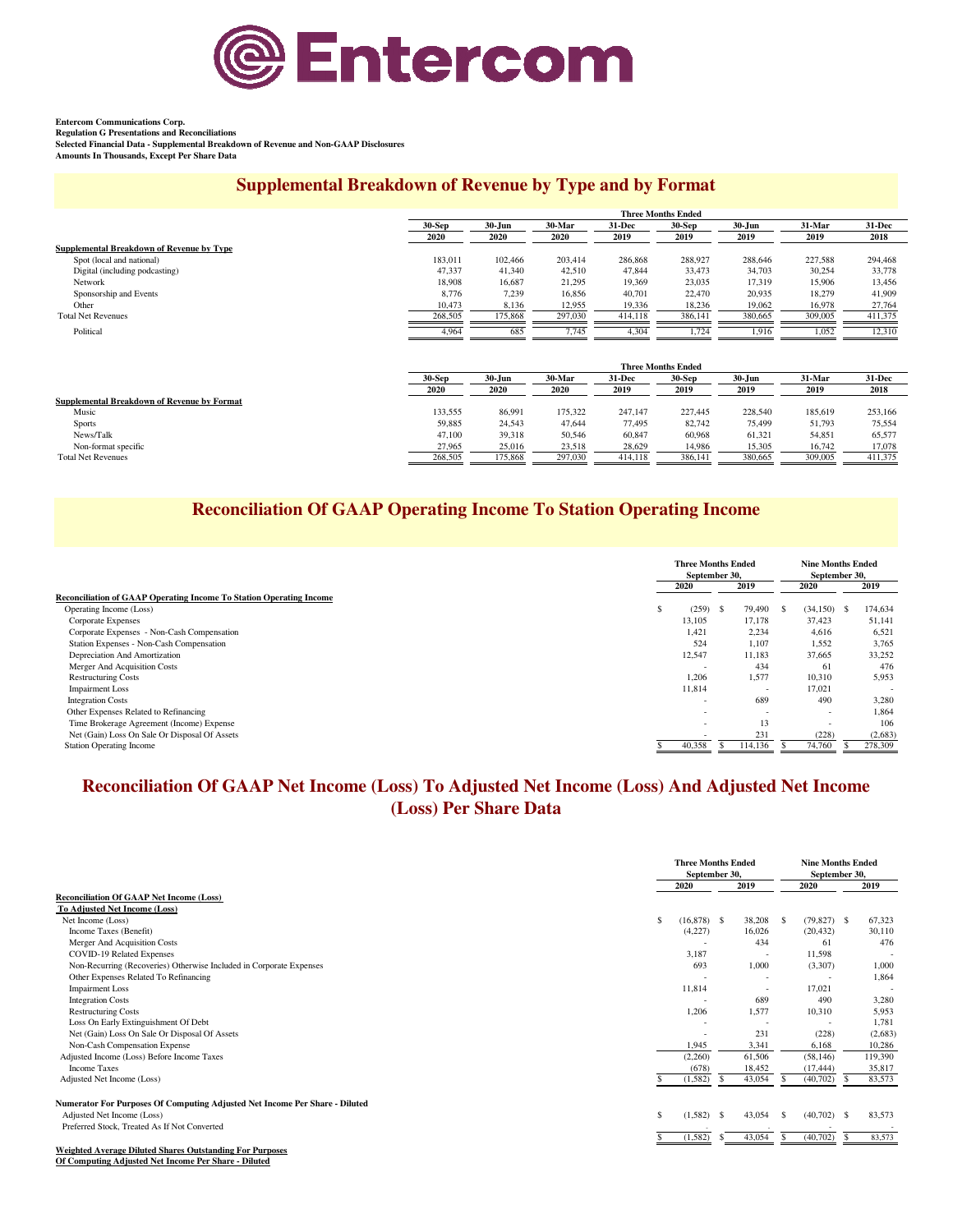# Entercom

**Entercom Communications Corp.**
**Regulation G Presentations and Reconciliations**
**Selected Financial Data - Supplemental Breakdown of Revenue and Non-GAAP Disclosures**
**Amounts In Thousands, Except Per Share Data**

## Supplemental Breakdown of Revenue by Type and by Format

| | Three Months Ended | | | | | | | |
|---|---|---|---|---|---|---|---|---|
| | 30-Sep 2020 | 30-Jun 2020 | 30-Mar 2020 | 31-Dec 2019 | 30-Sep 2019 | 30-Jun 2019 | 31-Mar 2019 | 31-Dec 2018 |
| **Supplemental Breakdown of Revenue by Type** | | | | | | | | |
| Spot (local and national) | 183,011 | 102,466 | 203,414 | 286,868 | 288,927 | 288,646 | 227,588 | 294,468 |
| Digital (including podcasting) | 47,337 | 41,340 | 42,510 | 47,844 | 33,473 | 34,703 | 30,254 | 33,778 |
| Network | 18,908 | 16,687 | 21,295 | 19,369 | 23,035 | 17,319 | 15,906 | 13,456 |
| Sponsorship and Events | 8,776 | 7,239 | 16,856 | 40,701 | 22,470 | 20,935 | 18,279 | 41,909 |
| Other | 10,473 | 8,136 | 12,955 | 19,336 | 18,236 | 19,062 | 16,978 | 27,764 |
| Total Net Revenues | 268,505 | 175,868 | 297,030 | 414,118 | 386,141 | 380,665 | 309,005 | 411,375 |
| Political | 4,964 | 685 | 7,745 | 4,304 | 1,724 | 1,916 | 1,052 | 12,310 |

| | Three Months Ended | | | | | | | |
|---|---|---|---|---|---|---|---|---|
| | 30-Sep 2020 | 30-Jun 2020 | 30-Mar 2020 | 31-Dec 2019 | 30-Sep 2019 | 30-Jun 2019 | 31-Mar 2019 | 31-Dec 2018 |
| **Supplemental Breakdown of Revenue by Format** | | | | | | | | |
| Music | 133,555 | 86,991 | 175,322 | 247,147 | 227,445 | 228,540 | 185,619 | 253,166 |
| Sports | 59,885 | 24,543 | 47,644 | 77,495 | 82,742 | 75,499 | 51,793 | 75,554 |
| News/Talk | 47,100 | 39,318 | 50,546 | 60,847 | 60,968 | 61,321 | 54,851 | 65,577 |
| Non-format specific | 27,965 | 25,016 | 23,518 | 28,629 | 14,986 | 15,305 | 16,742 | 17,078 |
| Total Net Revenues | 268,505 | 175,868 | 297,030 | 414,118 | 386,141 | 380,665 | 309,005 | 411,375 |

## Reconciliation Of GAAP Operating Income To Station Operating Income

| | Three Months Ended September 30, | | Nine Months Ended September 30, | |
|---|---|---|---|---|
| | 2020 | 2019 | 2020 | 2019 |
| **Reconciliation of GAAP Operating Income To Station Operating Income** | | | | |
| Operating Income (Loss) | $ (259) | $ 79,490 | $ (34,150) | $ 174,634 |
| Corporate Expenses | 13,105 | 17,178 | 37,423 | 51,141 |
| Corporate Expenses - Non-Cash Compensation | 1,421 | 2,234 | 4,616 | 6,521 |
| Station Expenses - Non-Cash Compensation | 524 | 1,107 | 1,552 | 3,765 |
| Depreciation And Amortization | 12,547 | 11,183 | 37,665 | 33,252 |
| Merger And Acquisition Costs | - | 434 | 61 | 476 |
| Restructuring Costs | 1,206 | 1,577 | 10,310 | 5,953 |
| Impairment Loss | 11,814 | - | 17,021 | - |
| Integration Costs | - | 689 | 490 | 3,280 |
| Other Expenses Related to Refinancing | - | - | - | 1,864 |
| Time Brokerage Agreement (Income) Expense | - | 13 | - | 106 |
| Net (Gain) Loss On Sale Or Disposal Of Assets | - | 231 | (228) | (2,683) |
| Station Operating Income | $ 40,358 | $ 114,136 | $ 74,760 | $ 278,309 |

## Reconciliation Of GAAP Net Income (Loss) To Adjusted Net Income (Loss) And Adjusted Net Income (Loss) Per Share Data

| | Three Months Ended September 30, | | Nine Months Ended September 30, | |
|---|---|---|---|---|
| | 2020 | 2019 | 2020 | 2019 |
| **Reconciliation Of GAAP Net Income (Loss) To Adjusted Net Income (Loss)** | | | | |
| Net Income (Loss) | $ (16,878) | $ 38,208 | $ (79,827) | $ 67,323 |
| Income Taxes (Benefit) | (4,227) | 16,026 | (20,432) | 30,110 |
| Merger And Acquisition Costs | - | 434 | 61 | 476 |
| COVID-19 Related Expenses | 3,187 | - | 11,598 | - |
| Non-Recurring (Recoveries) Otherwise Included in Corporate Expenses | 693 | 1,000 | (3,307) | 1,000 |
| Other Expenses Related To Refinancing | - | - | - | 1,864 |
| Impairment Loss | 11,814 | - | 17,021 | - |
| Integration Costs | - | 689 | 490 | 3,280 |
| Restructuring Costs | 1,206 | 1,577 | 10,310 | 5,953 |
| Loss On Early Extinguishment Of Debt | - | - | - | 1,781 |
| Net (Gain) Loss On Sale Or Disposal Of Assets | - | 231 | (228) | (2,683) |
| Non-Cash Compensation Expense | 1,945 | 3,341 | 6,168 | 10,286 |
| Adjusted Income (Loss) Before Income Taxes | (2,260) | 61,506 | (58,146) | 119,390 |
| Income Taxes | (678) | 18,452 | (17,444) | 35,817 |
| Adjusted Net Income (Loss) | $ (1,582) | $ 43,054 | $ (40,702) | $ 83,573 |
| **Numerator For Purposes Of Computing Adjusted Net Income Per Share - Diluted** | | | | |
| Adjusted Net Income (Loss) | $ (1,582) | $ 43,054 | $ (40,702) | $ 83,573 |
| Preferred Stock, Treated As If Not Converted | - | - | - | - |
| | $ (1,582) | $ 43,054 | $ (40,702) | $ 83,573 |

**Weighted Average Diluted Shares Outstanding For Purposes Of Computing Adjusted Net Income Per Share - Diluted**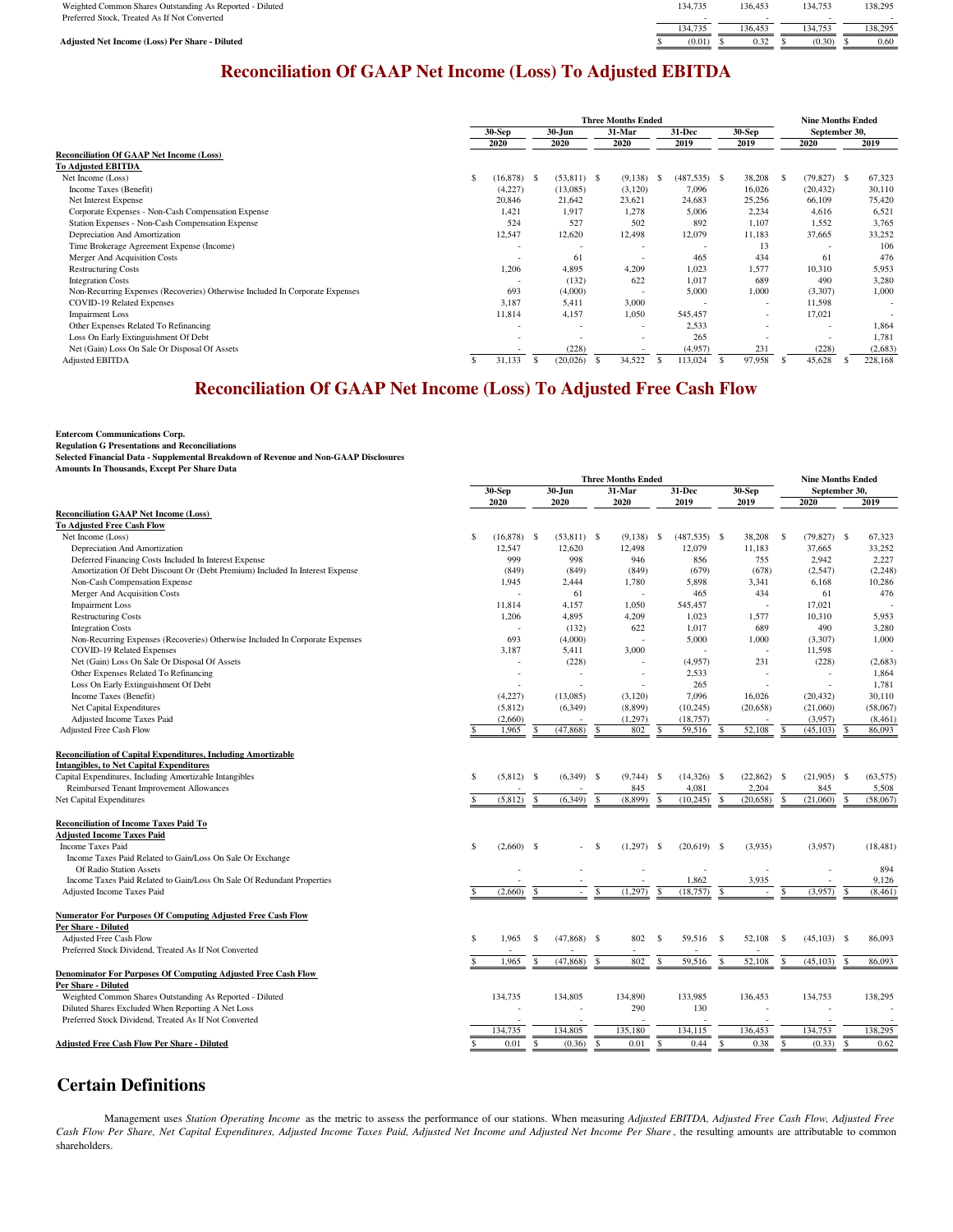| | | | | |
|---|---|---|---|---|
| Weighted Common Shares Outstanding As Reported - Diluted | 134,735 | 136,453 | 134,753 | 138,295 |
| Preferred Stock, Treated As If Not Converted | - | - | - | - |
| | 134,735 | 136,453 | 134,753 | 138,295 |
| **Adjusted Net Income (Loss) Per Share - Diluted** | $ (0.01) | $ 0.32 | $ (0.30) | $ 0.60 |

## Reconciliation Of GAAP Net Income (Loss) To Adjusted EBITDA

| | Three Months Ended | | | | | Nine Months Ended | |
|---|---|---|---|---|---|---|---|
| | 30-Sep 2020 | 30-Jun 2020 | 31-Mar 2020 | 31-Dec 2019 | 30-Sep 2019 | September 30, 2020 | September 30, 2019 |
| **Reconciliation Of GAAP Net Income (Loss) To Adjusted EBITDA** | | | | | | | |
| Net Income (Loss) | $ (16,878) | $ (53,811) | $ (9,138) | $ (487,535) | $ 38,208 | $ (79,827) | $ 67,323 |
| Income Taxes (Benefit) | (4,227) | (13,085) | (3,120) | 7,096 | 16,026 | (20,432) | 30,110 |
| Net Interest Expense | 20,846 | 21,642 | 23,621 | 24,683 | 25,256 | 66,109 | 75,420 |
| Corporate Expenses - Non-Cash Compensation Expense | 1,421 | 1,917 | 1,278 | 5,006 | 2,234 | 4,616 | 6,521 |
| Station Expenses - Non-Cash Compensation Expense | 524 | 527 | 502 | 892 | 1,107 | 1,552 | 3,765 |
| Depreciation And Amortization | 12,547 | 12,620 | 12,498 | 12,079 | 11,183 | 37,665 | 33,252 |
| Time Brokerage Agreement Expense (Income) | - | - | - | - | 13 | - | 106 |
| Merger And Acquisition Costs | - | 61 | - | 465 | 434 | 61 | 476 |
| Restructuring Costs | 1,206 | 4,895 | 4,209 | 1,023 | 1,577 | 10,310 | 5,953 |
| Integration Costs | - | (132) | 622 | 1,017 | 689 | 490 | 3,280 |
| Non-Recurring Expenses (Recoveries) Otherwise Included In Corporate Expenses | 693 | (4,000) | - | 5,000 | 1,000 | (3,307) | 1,000 |
| COVID-19 Related Expenses | 3,187 | 5,411 | 3,000 | - | - | 11,598 | - |
| Impairment Loss | 11,814 | 4,157 | 1,050 | 545,457 | - | 17,021 | - |
| Other Expenses Related To Refinancing | - | - | - | 2,533 | - | - | 1,864 |
| Loss On Early Extinguishment Of Debt | - | - | - | 265 | - | - | 1,781 |
| Net (Gain) Loss On Sale Or Disposal Of Assets | - | (228) | - | (4,957) | 231 | (228) | (2,683) |
| Adjusted EBITDA | $ 31,133 | $ (20,026) | $ 34,522 | $ 113,024 | $ 97,958 | $ 45,628 | $ 228,168 |

## Reconciliation Of GAAP Net Income (Loss) To Adjusted Free Cash Flow

**Entercom Communications Corp.**
**Regulation G Presentations and Reconciliations**
**Selected Financial Data - Supplemental Breakdown of Revenue and Non-GAAP Disclosures**
**Amounts In Thousands, Except Per Share Data**

| | Three Months Ended | | | | | Nine Months Ended | |
|---|---|---|---|---|---|---|---|
| | 30-Sep 2020 | 30-Jun 2020 | 31-Mar 2020 | 31-Dec 2019 | 30-Sep 2019 | September 30, 2020 | September 30, 2019 |
| **Reconciliation GAAP Net Income (Loss) To Adjusted Free Cash Flow** | | | | | | | |
| Net Income (Loss) | $ (16,878) | $ (53,811) | $ (9,138) | $ (487,535) | $ 38,208 | $ (79,827) | $ 67,323 |
| Depreciation And Amortization | 12,547 | 12,620 | 12,498 | 12,079 | 11,183 | 37,665 | 33,252 |
| Deferred Financing Costs Included In Interest Expense | 999 | 998 | 946 | 856 | 755 | 2,942 | 2,227 |
| Amortization Of Debt Discount Or (Debt Premium) Included In Interest Expense | (849) | (849) | (849) | (679) | (678) | (2,547) | (2,248) |
| Non-Cash Compensation Expense | 1,945 | 2,444 | 1,780 | 5,898 | 3,341 | 6,168 | 10,286 |
| Merger And Acquisition Costs | - | 61 | - | 465 | 434 | 61 | 476 |
| Impairment Loss | 11,814 | 4,157 | 1,050 | 545,457 | - | 17,021 | - |
| Restructuring Costs | 1,206 | 4,895 | 4,209 | 1,023 | 1,577 | 10,310 | 5,953 |
| Integration Costs | - | (132) | 622 | 1,017 | 689 | 490 | 3,280 |
| Non-Recurring Expenses (Recoveries) Otherwise Included In Corporate Expenses | 693 | (4,000) | - | 5,000 | 1,000 | (3,307) | 1,000 |
| COVID-19 Related Expenses | 3,187 | 5,411 | 3,000 | - | - | 11,598 | - |
| Net (Gain) Loss On Sale Or Disposal Of Assets | - | (228) | - | (4,957) | 231 | (228) | (2,683) |
| Other Expenses Related To Refinancing | - | - | - | 2,533 | - | - | 1,864 |
| Loss On Early Extinguishment Of Debt | - | - | - | 265 | - | - | 1,781 |
| Income Taxes (Benefit) | (4,227) | (13,085) | (3,120) | 7,096 | 16,026 | (20,432) | 30,110 |
| Net Capital Expenditures | (5,812) | (6,349) | (8,899) | (10,245) | (20,658) | (21,060) | (58,067) |
| Adjusted Income Taxes Paid | (2,660) | - | (1,297) | (18,757) | - | (3,957) | (8,461) |
| Adjusted Free Cash Flow | $ 1,965 | $ (47,868) | $ 802 | $ 59,516 | $ 52,108 | $ (45,103) | $ 86,093 |
| | | | | | | | |
| **Reconciliation of Capital Expenditures, Including Amortizable Intangibles, to Net Capital Expenditures** | | | | | | | |
| Capital Expenditures, Including Amortizable Intangibles | $ (5,812) | $ (6,349) | $ (9,744) | $ (14,326) | $ (22,862) | $ (21,905) | $ (63,575) |
| Reimbursed Tenant Improvement Allowances | - | - | 845 | 4,081 | 2,204 | 845 | 5,508 |
| Net Capital Expenditures | $ (5,812) | $ (6,349) | $ (8,899) | $ (10,245) | $ (20,658) | $ (21,060) | $ (58,067) |
| | | | | | | | |
| **Reconciliation of Income Taxes Paid To Adjusted Income Taxes Paid** | | | | | | | |
| Income Taxes Paid | $ (2,660) | $ - | $ (1,297) | $ (20,619) | $ (3,935) | (3,957) | (18,481) |
| Income Taxes Paid Related to Gain/Loss On Sale Or Exchange Of Radio Station Assets | - | - | - | - | - | - | 894 |
| Income Taxes Paid Related to Gain/Loss On Sale Of Redundant Properties | - | - | - | 1,862 | 3,935 | - | 9,126 |
| Adjusted Income Taxes Paid | $ (2,660) | $ - | $ (1,297) | $ (18,757) | $ - | $ (3,957) | $ (8,461) |
| | | | | | | | |
| **Numerator For Purposes Of Computing Adjusted Free Cash Flow Per Share - Diluted** | | | | | | | |
| Adjusted Free Cash Flow | $ 1,965 | $ (47,868) | $ 802 | $ 59,516 | $ 52,108 | $ (45,103) | $ 86,093 |
| Preferred Stock Dividend, Treated As If Not Converted | - | - | - | - | - | | |
| | $ 1,965 | $ (47,868) | $ 802 | $ 59,516 | $ 52,108 | $ (45,103) | $ 86,093 |
| **Denominator For Purposes Of Computing Adjusted Free Cash Flow Per Share - Diluted** | | | | | | | |
| Weighted Common Shares Outstanding As Reported - Diluted | 134,735 | 134,805 | 134,890 | 133,985 | 136,453 | 134,753 | 138,295 |
| Diluted Shares Excluded When Reporting A Net Loss | - | - | 290 | 130 | - | - | - |
| Preferred Stock Dividend, Treated As If Not Converted | - | - | - | - | - | - | - |
| | 134,735 | 134,805 | 135,180 | 134,115 | 136,453 | 134,753 | 138,295 |
| **Adjusted Free Cash Flow Per Share - Diluted** | $ 0.01 | $ (0.36) | $ 0.01 | $ 0.44 | $ 0.38 | $ (0.33) | $ 0.62 |

## Certain Definitions

Management uses *Station Operating Income* as the metric to assess the performance of our stations. When measuring *Adjusted EBITDA, Adjusted Free Cash Flow, Adjusted Free Cash Flow Per Share, Net Capital Expenditures, Adjusted Income Taxes Paid, Adjusted Net Income and Adjusted Net Income Per Share*, the resulting amounts are attributable to common shareholders.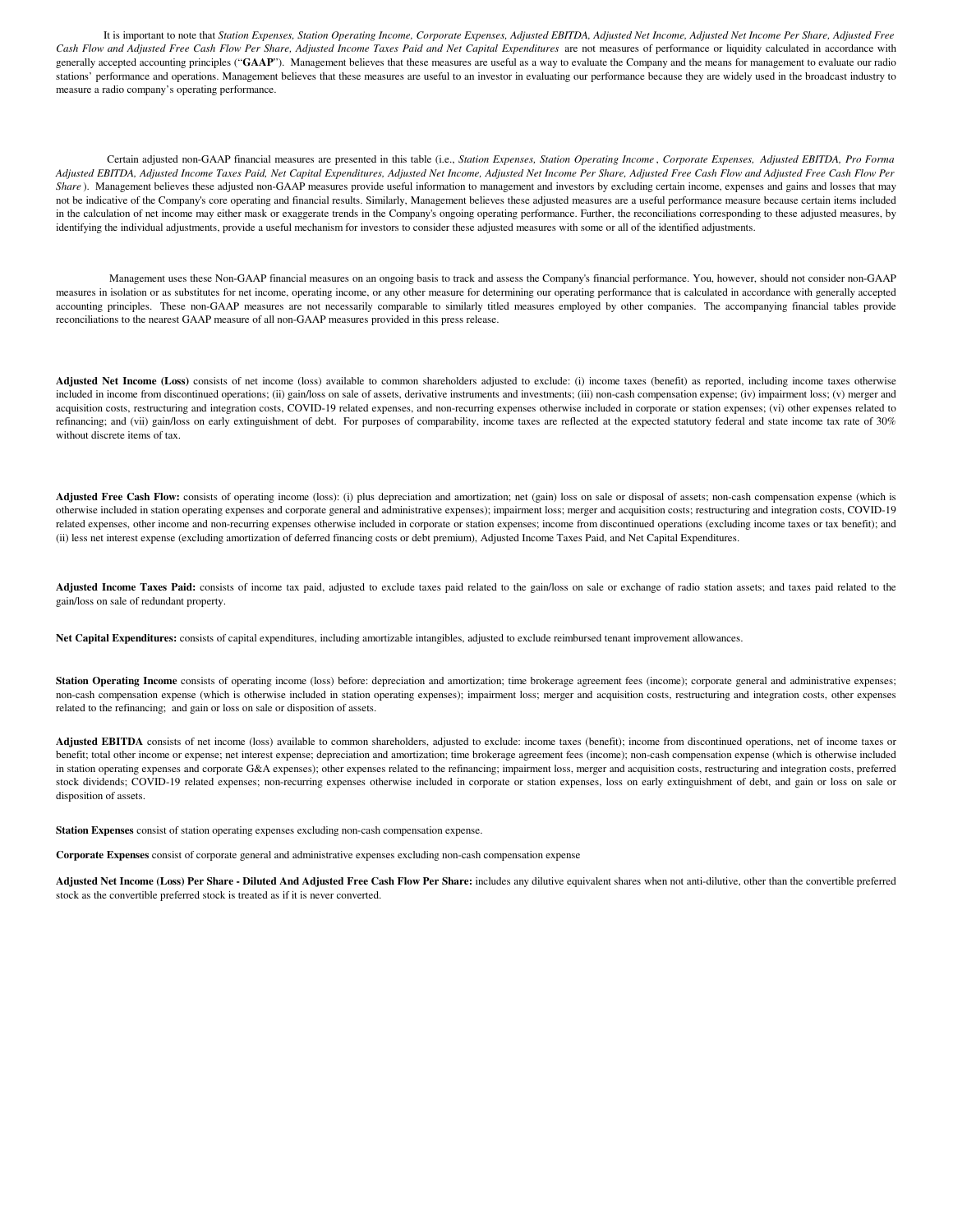It is important to note that *Station Expenses, Station Operating Income, Corporate Expenses, Adjusted EBITDA, Adjusted Net Income, Adjusted Net Income Per Share, Adjusted Free Cash Flow and Adjusted Free Cash Flow Per Share, Adjusted Income Taxes Paid and Net Capital Expenditures* are not measures of performance or liquidity calculated in accordance with generally accepted accounting principles ("**GAAP**"). Management believes that these measures are useful as a way to evaluate the Company and the means for management to evaluate our radio stations' performance and operations. Management believes that these measures are useful to an investor in evaluating our performance because they are widely used in the broadcast industry to measure a radio company's operating performance.

Certain adjusted non-GAAP financial measures are presented in this table (i.e., *Station Expenses, Station Operating Income , Corporate Expenses, Adjusted EBITDA, Pro Forma Adjusted EBITDA, Adjusted Income Taxes Paid, Net Capital Expenditures, Adjusted Net Income, Adjusted Net Income Per Share, Adjusted Free Cash Flow and Adjusted Free Cash Flow Per Share* ). Management believes these adjusted non-GAAP measures provide useful information to management and investors by excluding certain income, expenses and gains and losses that may not be indicative of the Company's core operating and financial results. Similarly, Management believes these adjusted measures are a useful performance measure because certain items included in the calculation of net income may either mask or exaggerate trends in the Company's ongoing operating performance. Further, the reconciliations corresponding to these adjusted measures, by identifying the individual adjustments, provide a useful mechanism for investors to consider these adjusted measures with some or all of the identified adjustments.

Management uses these Non-GAAP financial measures on an ongoing basis to track and assess the Company's financial performance. You, however, should not consider non-GAAP measures in isolation or as substitutes for net income, operating income, or any other measure for determining our operating performance that is calculated in accordance with generally accepted accounting principles. These non-GAAP measures are not necessarily comparable to similarly titled measures employed by other companies. The accompanying financial tables provide reconciliations to the nearest GAAP measure of all non-GAAP measures provided in this press release.

**Adjusted Net Income (Loss)** consists of net income (loss) available to common shareholders adjusted to exclude: (i) income taxes (benefit) as reported, including income taxes otherwise included in income from discontinued operations; (ii) gain/loss on sale of assets, derivative instruments and investments; (iii) non-cash compensation expense; (iv) impairment loss; (v) merger and acquisition costs, restructuring and integration costs, COVID-19 related expenses, and non-recurring expenses otherwise included in corporate or station expenses; (vi) other expenses related to refinancing; and (vii) gain/loss on early extinguishment of debt. For purposes of comparability, income taxes are reflected at the expected statutory federal and state income tax rate of 30% without discrete items of tax.

**Adjusted Free Cash Flow:** consists of operating income (loss): (i) plus depreciation and amortization; net (gain) loss on sale or disposal of assets; non-cash compensation expense (which is otherwise included in station operating expenses and corporate general and administrative expenses); impairment loss; merger and acquisition costs; restructuring and integration costs, COVID-19 related expenses, other income and non-recurring expenses otherwise included in corporate or station expenses; income from discontinued operations (excluding income taxes or tax benefit); and (ii) less net interest expense (excluding amortization of deferred financing costs or debt premium), Adjusted Income Taxes Paid, and Net Capital Expenditures.

**Adjusted Income Taxes Paid:** consists of income tax paid, adjusted to exclude taxes paid related to the gain/loss on sale or exchange of radio station assets; and taxes paid related to the gain/loss on sale of redundant property.

**Net Capital Expenditures:** consists of capital expenditures, including amortizable intangibles, adjusted to exclude reimbursed tenant improvement allowances.

**Station Operating Income** consists of operating income (loss) before: depreciation and amortization; time brokerage agreement fees (income); corporate general and administrative expenses; non-cash compensation expense (which is otherwise included in station operating expenses); impairment loss; merger and acquisition costs, restructuring and integration costs, other expenses related to the refinancing; and gain or loss on sale or disposition of assets.

**Adjusted EBITDA** consists of net income (loss) available to common shareholders, adjusted to exclude: income taxes (benefit); income from discontinued operations, net of income taxes or benefit; total other income or expense; net interest expense; depreciation and amortization; time brokerage agreement fees (income); non-cash compensation expense (which is otherwise included in station operating expenses and corporate G&A expenses); other expenses related to the refinancing; impairment loss, merger and acquisition costs, restructuring and integration costs, preferred stock dividends; COVID-19 related expenses; non-recurring expenses otherwise included in corporate or station expenses, loss on early extinguishment of debt, and gain or loss on sale or disposition of assets.

**Station Expenses** consist of station operating expenses excluding non-cash compensation expense.

**Corporate Expenses** consist of corporate general and administrative expenses excluding non-cash compensation expense

**Adjusted Net Income (Loss) Per Share - Diluted And Adjusted Free Cash Flow Per Share:** includes any dilutive equivalent shares when not anti-dilutive, other than the convertible preferred stock as the convertible preferred stock is treated as if it is never converted.